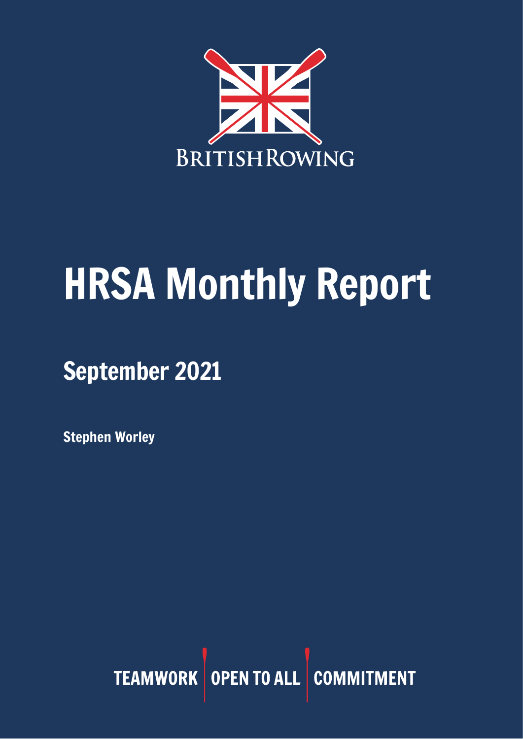BRITISH ROWING

# HRSA Monthly Report

## September 2021

**Stephen Worley**

TEAMWORK | OPEN TO ALL | COMMITMENT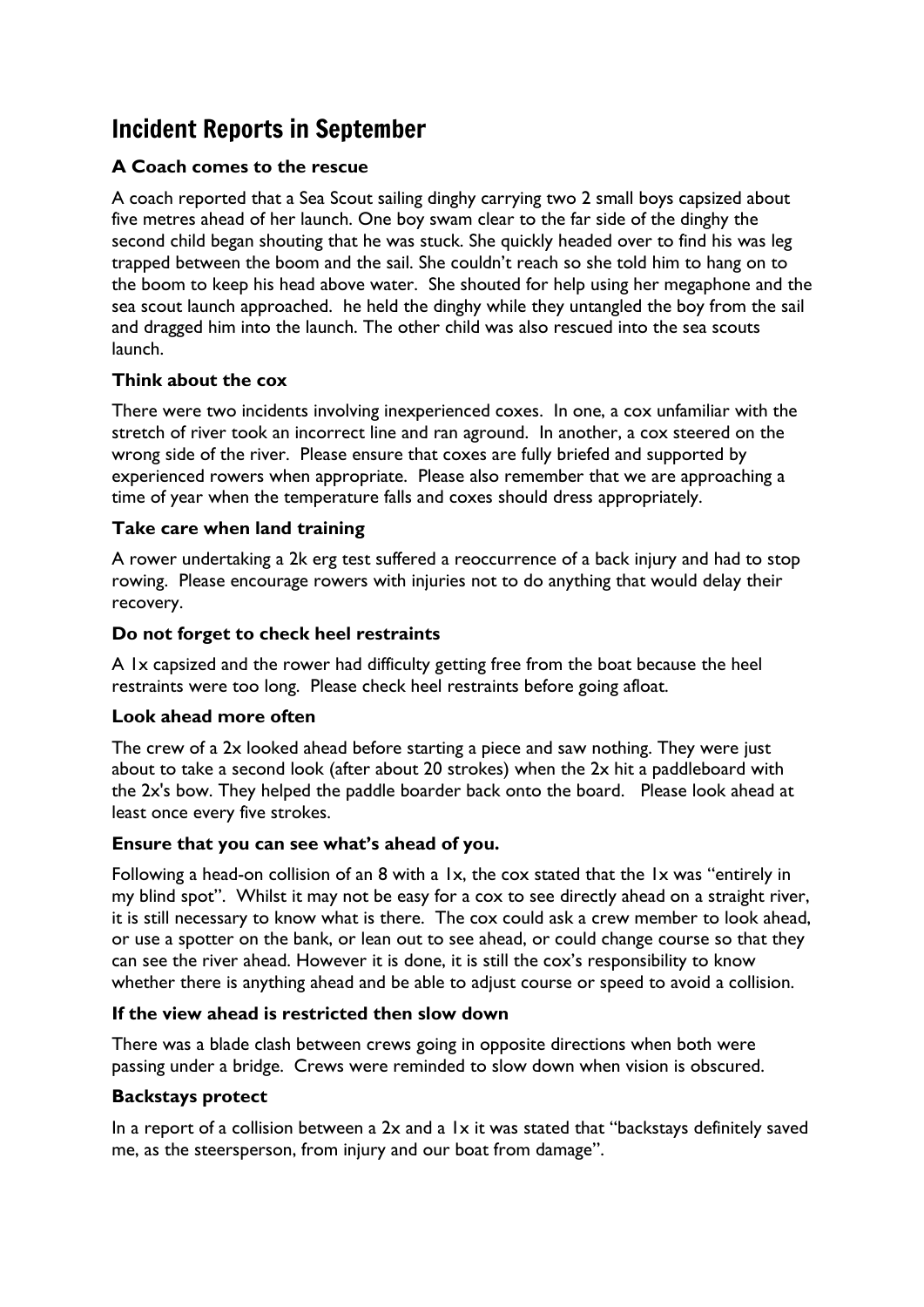# Incident Reports in September

### A Coach comes to the rescue

A coach reported that a Sea Scout sailing dinghy carrying two 2 small boys capsized about five metres ahead of her launch. One boy swam clear to the far side of the dinghy the second child began shouting that he was stuck. She quickly headed over to find his was leg trapped between the boom and the sail. She couldn't reach so she told him to hang on to the boom to keep his head above water. She shouted for help using her megaphone and the sea scout launch approached. he held the dinghy while they untangled the boy from the sail and dragged him into the launch. The other child was also rescued into the sea scouts launch.

### Think about the cox

There were two incidents involving inexperienced coxes. In one, a cox unfamiliar with the stretch of river took an incorrect line and ran aground. In another, a cox steered on the wrong side of the river. Please ensure that coxes are fully briefed and supported by experienced rowers when appropriate. Please also remember that we are approaching a time of year when the temperature falls and coxes should dress appropriately.

### Take care when land training

A rower undertaking a 2k erg test suffered a reoccurrence of a back injury and had to stop rowing. Please encourage rowers with injuries not to do anything that would delay their recovery.

### Do not forget to check heel restraints

A 1x capsized and the rower had difficulty getting free from the boat because the heel restraints were too long. Please check heel restraints before going afloat.

### Look ahead more often

The crew of a 2x looked ahead before starting a piece and saw nothing. They were just about to take a second look (after about 20 strokes) when the 2x hit a paddleboard with the 2x's bow. They helped the paddle boarder back onto the board. Please look ahead at least once every five strokes.

### Ensure that you can see what's ahead of you.

Following a head-on collision of an 8 with a 1x, the cox stated that the 1x was "entirely in my blind spot". Whilst it may not be easy for a cox to see directly ahead on a straight river, it is still necessary to know what is there. The cox could ask a crew member to look ahead, or use a spotter on the bank, or lean out to see ahead, or could change course so that they can see the river ahead. However it is done, it is still the cox's responsibility to know whether there is anything ahead and be able to adjust course or speed to avoid a collision.

### If the view ahead is restricted then slow down

There was a blade clash between crews going in opposite directions when both were passing under a bridge. Crews were reminded to slow down when vision is obscured.

### Backstays protect

In a report of a collision between a 2x and a 1x it was stated that "backstays definitely saved me, as the steersperson, from injury and our boat from damage".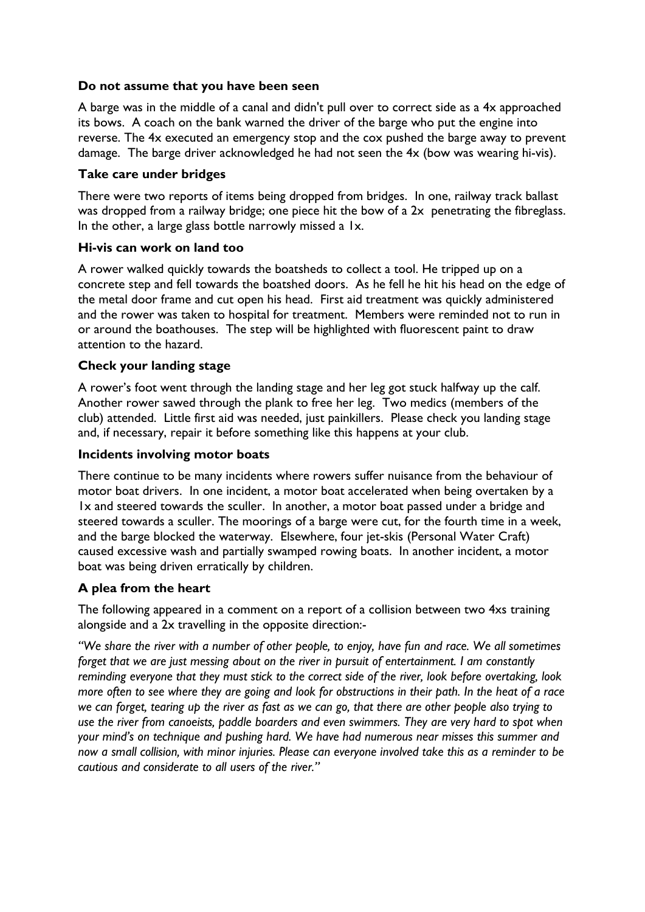**Do not assume that you have been seen**

A barge was in the middle of a canal and didn't pull over to correct side as a 4x approached its bows. A coach on the bank warned the driver of the barge who put the engine into reverse. The 4x executed an emergency stop and the cox pushed the barge away to prevent damage. The barge driver acknowledged he had not seen the 4x (bow was wearing hi-vis).

**Take care under bridges**

There were two reports of items being dropped from bridges. In one, railway track ballast was dropped from a railway bridge; one piece hit the bow of a 2x penetrating the fibreglass. In the other, a large glass bottle narrowly missed a 1x.

**Hi-vis can work on land too**

A rower walked quickly towards the boatsheds to collect a tool. He tripped up on a concrete step and fell towards the boatshed doors. As he fell he hit his head on the edge of the metal door frame and cut open his head. First aid treatment was quickly administered and the rower was taken to hospital for treatment. Members were reminded not to run in or around the boathouses. The step will be highlighted with fluorescent paint to draw attention to the hazard.

**Check your landing stage**

A rower's foot went through the landing stage and her leg got stuck halfway up the calf. Another rower sawed through the plank to free her leg. Two medics (members of the club) attended. Little first aid was needed, just painkillers. Please check you landing stage and, if necessary, repair it before something like this happens at your club.

**Incidents involving motor boats**

There continue to be many incidents where rowers suffer nuisance from the behaviour of motor boat drivers. In one incident, a motor boat accelerated when being overtaken by a 1x and steered towards the sculler. In another, a motor boat passed under a bridge and steered towards a sculler. The moorings of a barge were cut, for the fourth time in a week, and the barge blocked the waterway. Elsewhere, four jet-skis (Personal Water Craft) caused excessive wash and partially swamped rowing boats. In another incident, a motor boat was being driven erratically by children.

**A plea from the heart**

The following appeared in a comment on a report of a collision between two 4xs training alongside and a 2x travelling in the opposite direction:-

*"We share the river with a number of other people, to enjoy, have fun and race. We all sometimes forget that we are just messing about on the river in pursuit of entertainment. I am constantly reminding everyone that they must stick to the correct side of the river, look before overtaking, look more often to see where they are going and look for obstructions in their path. In the heat of a race we can forget, tearing up the river as fast as we can go, that there are other people also trying to use the river from canoeists, paddle boarders and even swimmers. They are very hard to spot when your mind's on technique and pushing hard. We have had numerous near misses this summer and now a small collision, with minor injuries. Please can everyone involved take this as a reminder to be cautious and considerate to all users of the river."*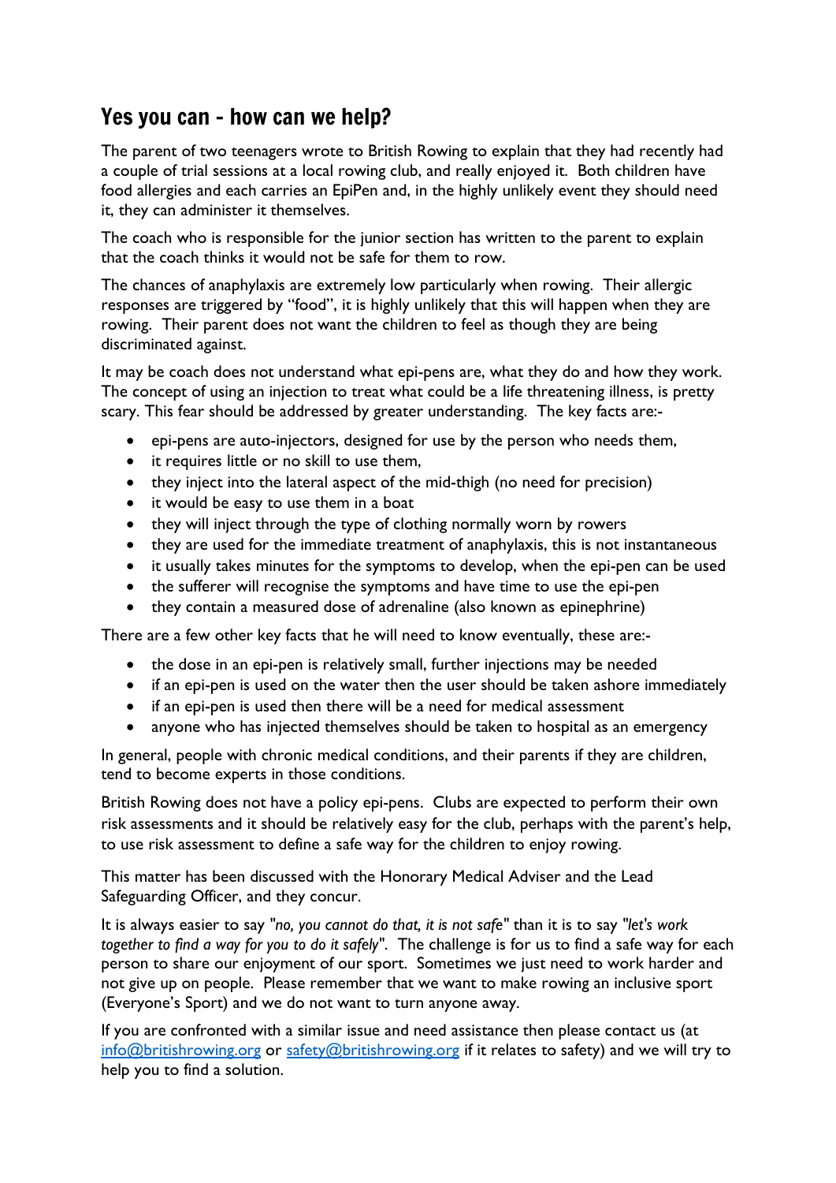## Yes you can - how can we help?

The parent of two teenagers wrote to British Rowing to explain that they had recently had a couple of trial sessions at a local rowing club, and really enjoyed it. Both children have food allergies and each carries an EpiPen and, in the highly unlikely event they should need it, they can administer it themselves.

The coach who is responsible for the junior section has written to the parent to explain that the coach thinks it would not be safe for them to row.

The chances of anaphylaxis are extremely low particularly when rowing. Their allergic responses are triggered by "food", it is highly unlikely that this will happen when they are rowing. Their parent does not want the children to feel as though they are being discriminated against.

It may be coach does not understand what epi-pens are, what they do and how they work. The concept of using an injection to treat what could be a life threatening illness, is pretty scary. This fear should be addressed by greater understanding. The key facts are:-

- epi-pens are auto-injectors, designed for use by the person who needs them,
- it requires little or no skill to use them,
- they inject into the lateral aspect of the mid-thigh (no need for precision)
- it would be easy to use them in a boat
- they will inject through the type of clothing normally worn by rowers
- they are used for the immediate treatment of anaphylaxis, this is not instantaneous
- it usually takes minutes for the symptoms to develop, when the epi-pen can be used
- the sufferer will recognise the symptoms and have time to use the epi-pen
- they contain a measured dose of adrenaline (also known as epinephrine)

There are a few other key facts that he will need to know eventually, these are:-

- the dose in an epi-pen is relatively small, further injections may be needed
- if an epi-pen is used on the water then the user should be taken ashore immediately
- if an epi-pen is used then there will be a need for medical assessment
- anyone who has injected themselves should be taken to hospital as an emergency

In general, people with chronic medical conditions, and their parents if they are children, tend to become experts in those conditions.

British Rowing does not have a policy epi-pens. Clubs are expected to perform their own risk assessments and it should be relatively easy for the club, perhaps with the parent's help, to use risk assessment to define a safe way for the children to enjoy rowing.

This matter has been discussed with the Honorary Medical Adviser and the Lead Safeguarding Officer, and they concur.

It is always easier to say "*no, you cannot do that, it is not safe*" than it is to say "*let's work together to find a way for you to do it safely*". The challenge is for us to find a safe way for each person to share our enjoyment of our sport. Sometimes we just need to work harder and not give up on people. Please remember that we want to make rowing an inclusive sport (Everyone's Sport) and we do not want to turn anyone away.

If you are confronted with a similar issue and need assistance then please contact us (at info@britishrowing.org or safety@britishrowing.org if it relates to safety) and we will try to help you to find a solution.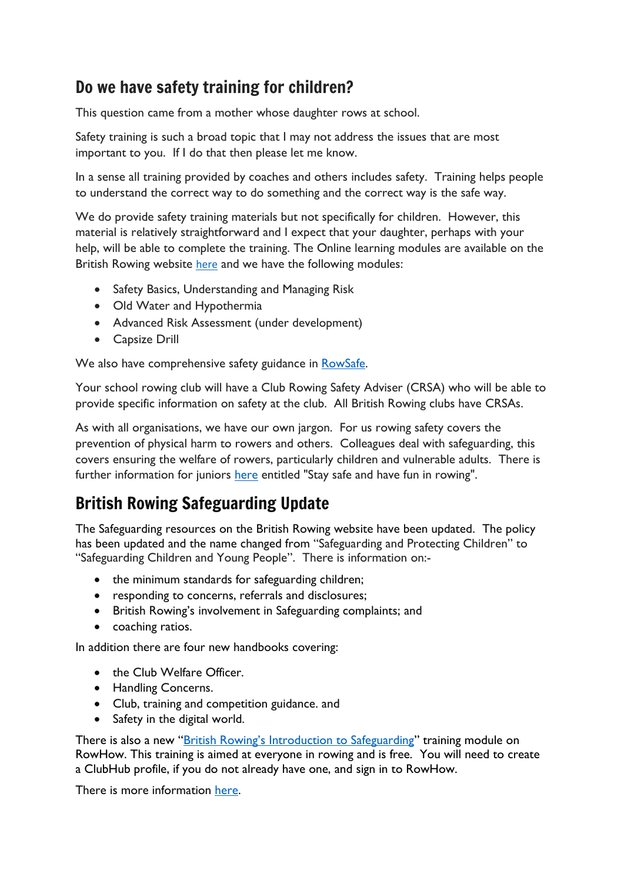## Do we have safety training for children?

This question came from a mother whose daughter rows at school.

Safety training is such a broad topic that I may not address the issues that are most important to you. If I do that then please let me know.

In a sense all training provided by coaches and others includes safety. Training helps people to understand the correct way to do something and the correct way is the safe way.

We do provide safety training materials but not specifically for children. However, this material is relatively straightforward and I expect that your daughter, perhaps with your help, will be able to complete the training. The Online learning modules are available on the British Rowing website here and we have the following modules:

- Safety Basics, Understanding and Managing Risk
- Old Water and Hypothermia
- Advanced Risk Assessment (under development)
- Capsize Drill

We also have comprehensive safety guidance in RowSafe.

Your school rowing club will have a Club Rowing Safety Adviser (CRSA) who will be able to provide specific information on safety at the club. All British Rowing clubs have CRSAs.

As with all organisations, we have our own jargon. For us rowing safety covers the prevention of physical harm to rowers and others. Colleagues deal with safeguarding, this covers ensuring the welfare of rowers, particularly children and vulnerable adults. There is further information for juniors here entitled "Stay safe and have fun in rowing".

## British Rowing Safeguarding Update

The Safeguarding resources on the British Rowing website have been updated. The policy has been updated and the name changed from "Safeguarding and Protecting Children" to "Safeguarding Children and Young People". There is information on:-

- the minimum standards for safeguarding children;
- responding to concerns, referrals and disclosures;
- British Rowing's involvement in Safeguarding complaints; and
- coaching ratios.

In addition there are four new handbooks covering:

- the Club Welfare Officer.
- Handling Concerns.
- Club, training and competition guidance. and
- Safety in the digital world.

There is also a new "British Rowing's Introduction to Safeguarding" training module on RowHow. This training is aimed at everyone in rowing and is free. You will need to create a ClubHub profile, if you do not already have one, and sign in to RowHow.

There is more information here.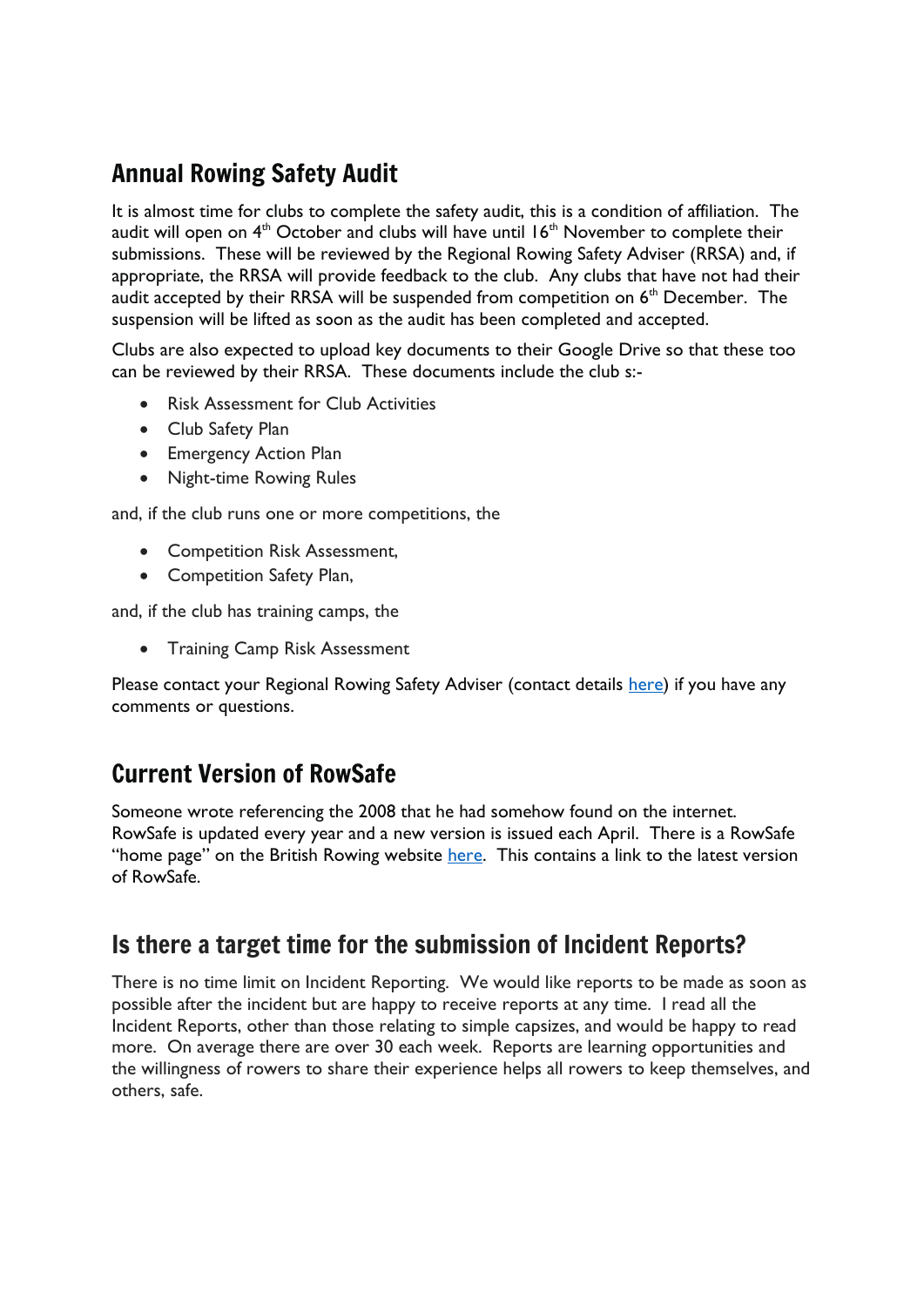## Annual Rowing Safety Audit

It is almost time for clubs to complete the safety audit, this is a condition of affiliation. The audit will open on 4th October and clubs will have until 16th November to complete their submissions. These will be reviewed by the Regional Rowing Safety Adviser (RRSA) and, if appropriate, the RRSA will provide feedback to the club. Any clubs that have not had their audit accepted by their RRSA will be suspended from competition on 6th December. The suspension will be lifted as soon as the audit has been completed and accepted.

Clubs are also expected to upload key documents to their Google Drive so that these too can be reviewed by their RRSA. These documents include the club s:-

- Risk Assessment for Club Activities
- Club Safety Plan
- Emergency Action Plan
- Night-time Rowing Rules

and, if the club runs one or more competitions, the

- Competition Risk Assessment,
- Competition Safety Plan,

and, if the club has training camps, the

- Training Camp Risk Assessment

Please contact your Regional Rowing Safety Adviser (contact details here) if you have any comments or questions.

## Current Version of RowSafe

Someone wrote referencing the 2008 that he had somehow found on the internet. RowSafe is updated every year and a new version is issued each April. There is a RowSafe "home page" on the British Rowing website here. This contains a link to the latest version of RowSafe.

## Is there a target time for the submission of Incident Reports?

There is no time limit on Incident Reporting. We would like reports to be made as soon as possible after the incident but are happy to receive reports at any time. I read all the Incident Reports, other than those relating to simple capsizes, and would be happy to read more. On average there are over 30 each week. Reports are learning opportunities and the willingness of rowers to share their experience helps all rowers to keep themselves, and others, safe.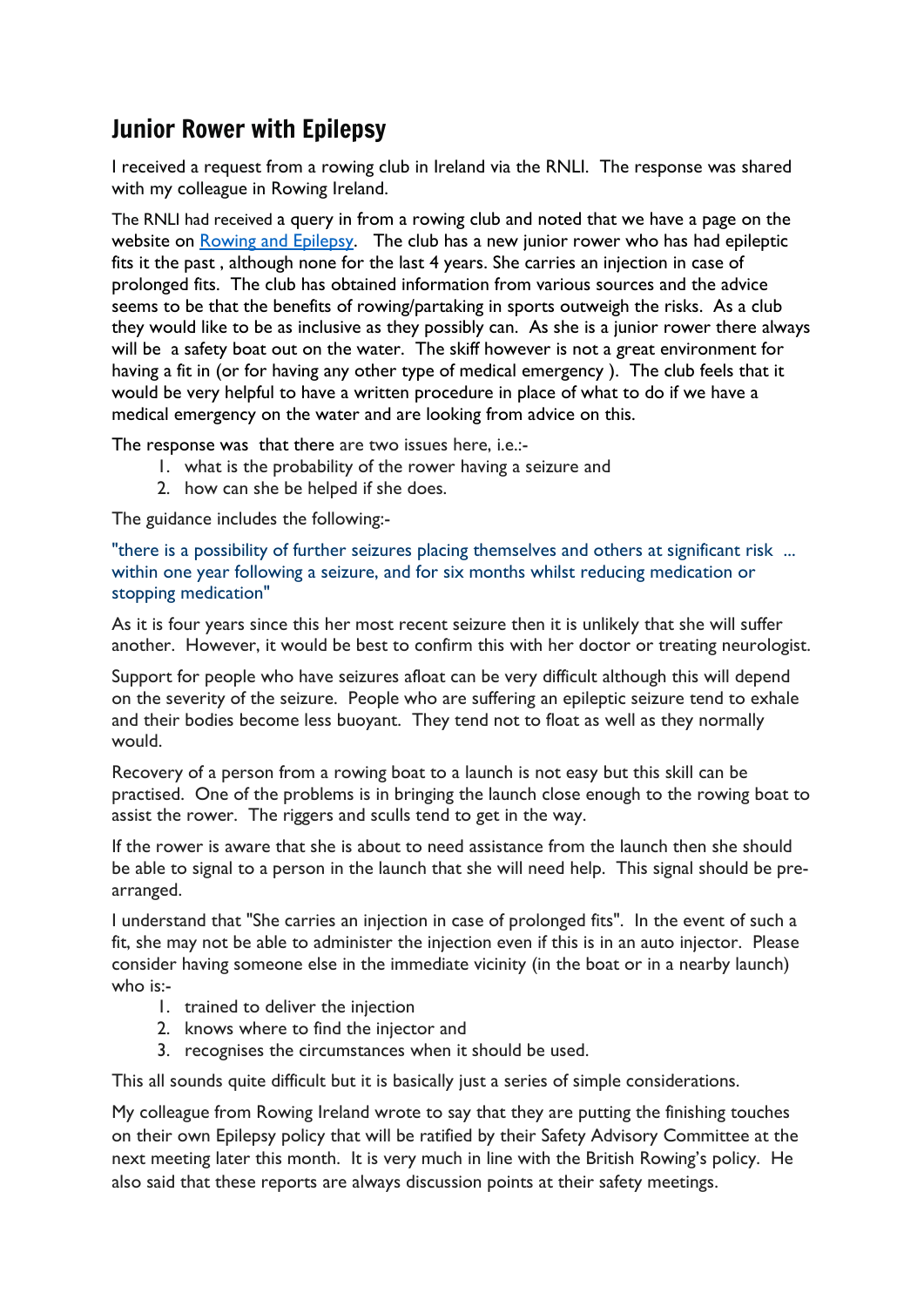## Junior Rower with Epilepsy

I received a request from a rowing club in Ireland via the RNLI. The response was shared with my colleague in Rowing Ireland.

The RNLI had received a query in from a rowing club and noted that we have a page on the website on [Rowing and Epilepsy](). The club has a new junior rower who has had epileptic fits it the past , although none for the last 4 years. She carries an injection in case of prolonged fits. The club has obtained information from various sources and the advice seems to be that the benefits of rowing/partaking in sports outweigh the risks. As a club they would like to be as inclusive as they possibly can. As she is a junior rower there always will be a safety boat out on the water. The skiff however is not a great environment for having a fit in (or for having any other type of medical emergency ). The club feels that it would be very helpful to have a written procedure in place of what to do if we have a medical emergency on the water and are looking from advice on this.

The response was that there are two issues here, i.e.:-

1. what is the probability of the rower having a seizure and
2. how can she be helped if she does.

The guidance includes the following:-

"there is a possibility of further seizures placing themselves and others at significant risk ... within one year following a seizure, and for six months whilst reducing medication or stopping medication"

As it is four years since this her most recent seizure then it is unlikely that she will suffer another. However, it would be best to confirm this with her doctor or treating neurologist.

Support for people who have seizures afloat can be very difficult although this will depend on the severity of the seizure. People who are suffering an epileptic seizure tend to exhale and their bodies become less buoyant. They tend not to float as well as they normally would.

Recovery of a person from a rowing boat to a launch is not easy but this skill can be practised. One of the problems is in bringing the launch close enough to the rowing boat to assist the rower. The riggers and sculls tend to get in the way.

If the rower is aware that she is about to need assistance from the launch then she should be able to signal to a person in the launch that she will need help. This signal should be pre-arranged.

I understand that "She carries an injection in case of prolonged fits". In the event of such a fit, she may not be able to administer the injection even if this is in an auto injector. Please consider having someone else in the immediate vicinity (in the boat or in a nearby launch) who is:-

1. trained to deliver the injection
2. knows where to find the injector and
3. recognises the circumstances when it should be used.

This all sounds quite difficult but it is basically just a series of simple considerations.

My colleague from Rowing Ireland wrote to say that they are putting the finishing touches on their own Epilepsy policy that will be ratified by their Safety Advisory Committee at the next meeting later this month. It is very much in line with the British Rowing's policy. He also said that these reports are always discussion points at their safety meetings.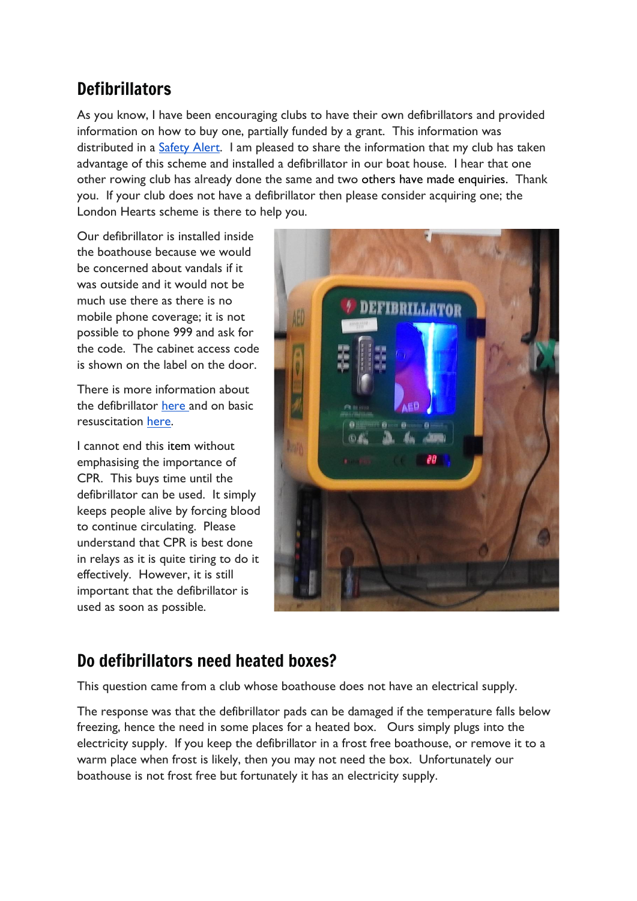## Defibrillators

As you know, I have been encouraging clubs to have their own defibrillators and provided information on how to buy one, partially funded by a grant. This information was distributed in a Safety Alert. I am pleased to share the information that my club has taken advantage of this scheme and installed a defibrillator in our boat house. I hear that one other rowing club has already done the same and two others have made enquiries. Thank you. If your club does not have a defibrillator then please consider acquiring one; the London Hearts scheme is there to help you.

Our defibrillator is installed inside the boathouse because we would be concerned about vandals if it was outside and it would not be much use there as there is no mobile phone coverage; it is not possible to phone 999 and ask for the code. The cabinet access code is shown on the label on the door.

There is more information about the defibrillator here and on basic resuscitation here.

I cannot end this item without emphasising the importance of CPR. This buys time until the defibrillator can be used. It simply keeps people alive by forcing blood to continue circulating. Please understand that CPR is best done in relays as it is quite tiring to do it effectively. However, it is still important that the defibrillator is used as soon as possible.

## Do defibrillators need heated boxes?

This question came from a club whose boathouse does not have an electrical supply.

The response was that the defibrillator pads can be damaged if the temperature falls below freezing, hence the need in some places for a heated box. Ours simply plugs into the electricity supply. If you keep the defibrillator in a frost free boathouse, or remove it to a warm place when frost is likely, then you may not need the box. Unfortunately our boathouse is not frost free but fortunately it has an electricity supply.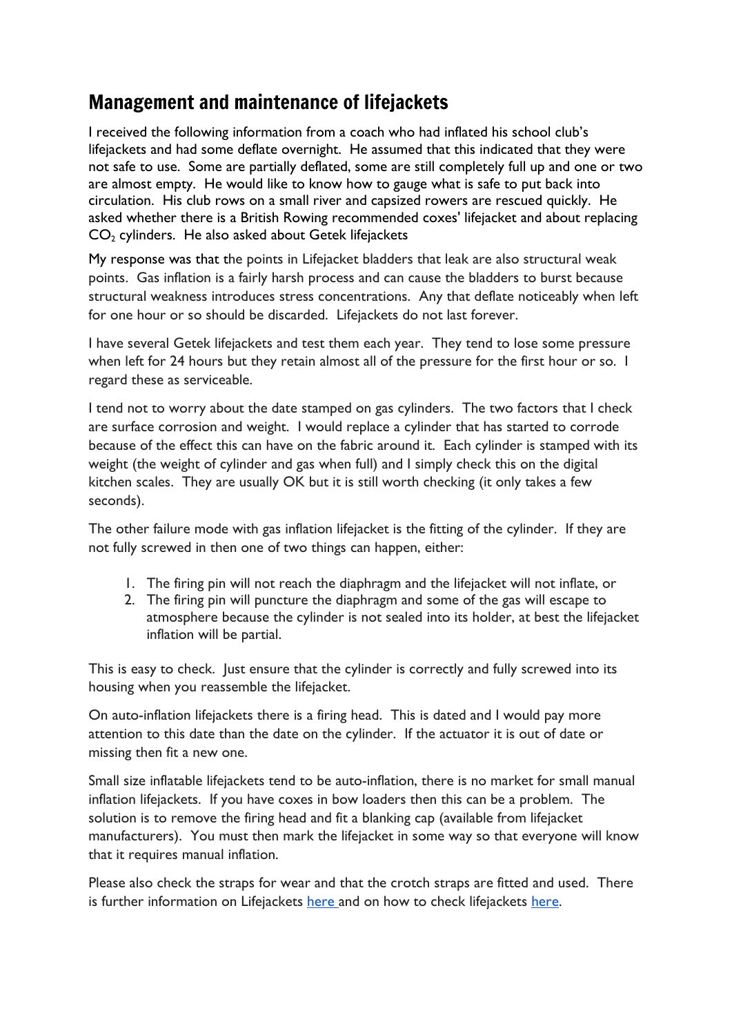## Management and maintenance of lifejackets

I received the following information from a coach who had inflated his school club's lifejackets and had some deflate overnight. He assumed that this indicated that they were not safe to use. Some are partially deflated, some are still completely full up and one or two are almost empty. He would like to know how to gauge what is safe to put back into circulation. His club rows on a small river and capsized rowers are rescued quickly. He asked whether there is a British Rowing recommended coxes' lifejacket and about replacing $CO_2$ cylinders. He also asked about Getek lifejackets

My response was that the points in Lifejacket bladders that leak are also structural weak points. Gas inflation is a fairly harsh process and can cause the bladders to burst because structural weakness introduces stress concentrations. Any that deflate noticeably when left for one hour or so should be discarded. Lifejackets do not last forever.

I have several Getek lifejackets and test them each year. They tend to lose some pressure when left for 24 hours but they retain almost all of the pressure for the first hour or so. I regard these as serviceable.

I tend not to worry about the date stamped on gas cylinders. The two factors that I check are surface corrosion and weight. I would replace a cylinder that has started to corrode because of the effect this can have on the fabric around it. Each cylinder is stamped with its weight (the weight of cylinder and gas when full) and I simply check this on the digital kitchen scales. They are usually OK but it is still worth checking (it only takes a few seconds).

The other failure mode with gas inflation lifejacket is the fitting of the cylinder. If they are not fully screwed in then one of two things can happen, either:

1. The firing pin will not reach the diaphragm and the lifejacket will not inflate, or
2. The firing pin will puncture the diaphragm and some of the gas will escape to atmosphere because the cylinder is not sealed into its holder, at best the lifejacket inflation will be partial.

This is easy to check. Just ensure that the cylinder is correctly and fully screwed into its housing when you reassemble the lifejacket.

On auto-inflation lifejackets there is a firing head. This is dated and I would pay more attention to this date than the date on the cylinder. If the actuator it is out of date or missing then fit a new one.

Small size inflatable lifejackets tend to be auto-inflation, there is no market for small manual inflation lifejackets. If you have coxes in bow loaders then this can be a problem. The solution is to remove the firing head and fit a blanking cap (available from lifejacket manufacturers). You must then mark the lifejacket in some way so that everyone will know that it requires manual inflation.

Please also check the straps for wear and that the crotch straps are fitted and used. There is further information on Lifejackets here and on how to check lifejackets here.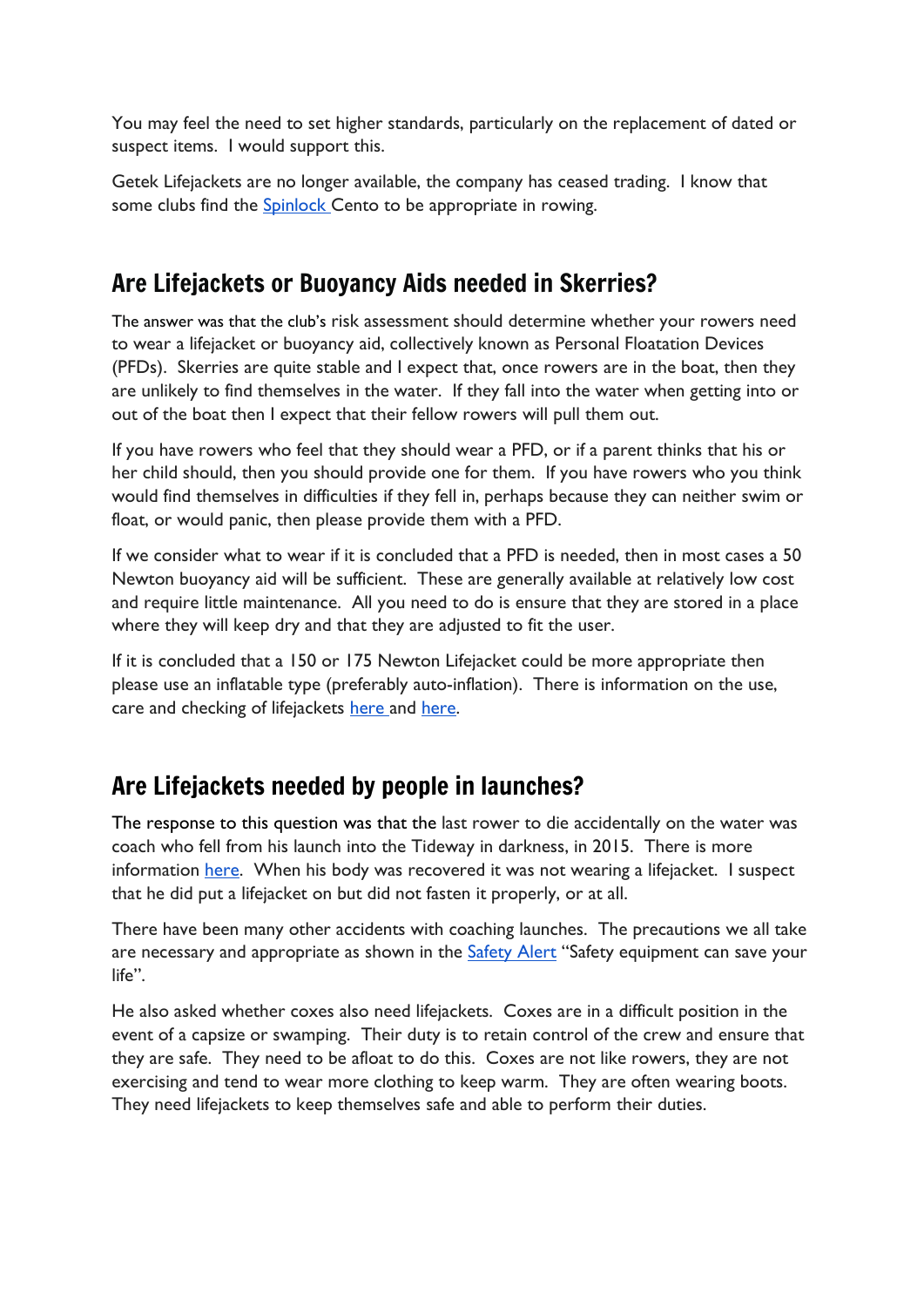You may feel the need to set higher standards, particularly on the replacement of dated or suspect items. I would support this.

Getek Lifejackets are no longer available, the company has ceased trading. I know that some clubs find the Spinlock Cento to be appropriate in rowing.

## Are Lifejackets or Buoyancy Aids needed in Skerries?

The answer was that the club's risk assessment should determine whether your rowers need to wear a lifejacket or buoyancy aid, collectively known as Personal Floatation Devices (PFDs). Skerries are quite stable and I expect that, once rowers are in the boat, then they are unlikely to find themselves in the water. If they fall into the water when getting into or out of the boat then I expect that their fellow rowers will pull them out.

If you have rowers who feel that they should wear a PFD, or if a parent thinks that his or her child should, then you should provide one for them. If you have rowers who you think would find themselves in difficulties if they fell in, perhaps because they can neither swim or float, or would panic, then please provide them with a PFD.

If we consider what to wear if it is concluded that a PFD is needed, then in most cases a 50 Newton buoyancy aid will be sufficient. These are generally available at relatively low cost and require little maintenance. All you need to do is ensure that they are stored in a place where they will keep dry and that they are adjusted to fit the user.

If it is concluded that a 150 or 175 Newton Lifejacket could be more appropriate then please use an inflatable type (preferably auto-inflation). There is information on the use, care and checking of lifejackets here and here.

## Are Lifejackets needed by people in launches?

The response to this question was that the last rower to die accidentally on the water was coach who fell from his launch into the Tideway in darkness, in 2015. There is more information here. When his body was recovered it was not wearing a lifejacket. I suspect that he did put a lifejacket on but did not fasten it properly, or at all.

There have been many other accidents with coaching launches. The precautions we all take are necessary and appropriate as shown in the Safety Alert "Safety equipment can save your life".

He also asked whether coxes also need lifejackets. Coxes are in a difficult position in the event of a capsize or swamping. Their duty is to retain control of the crew and ensure that they are safe. They need to be afloat to do this. Coxes are not like rowers, they are not exercising and tend to wear more clothing to keep warm. They are often wearing boots. They need lifejackets to keep themselves safe and able to perform their duties.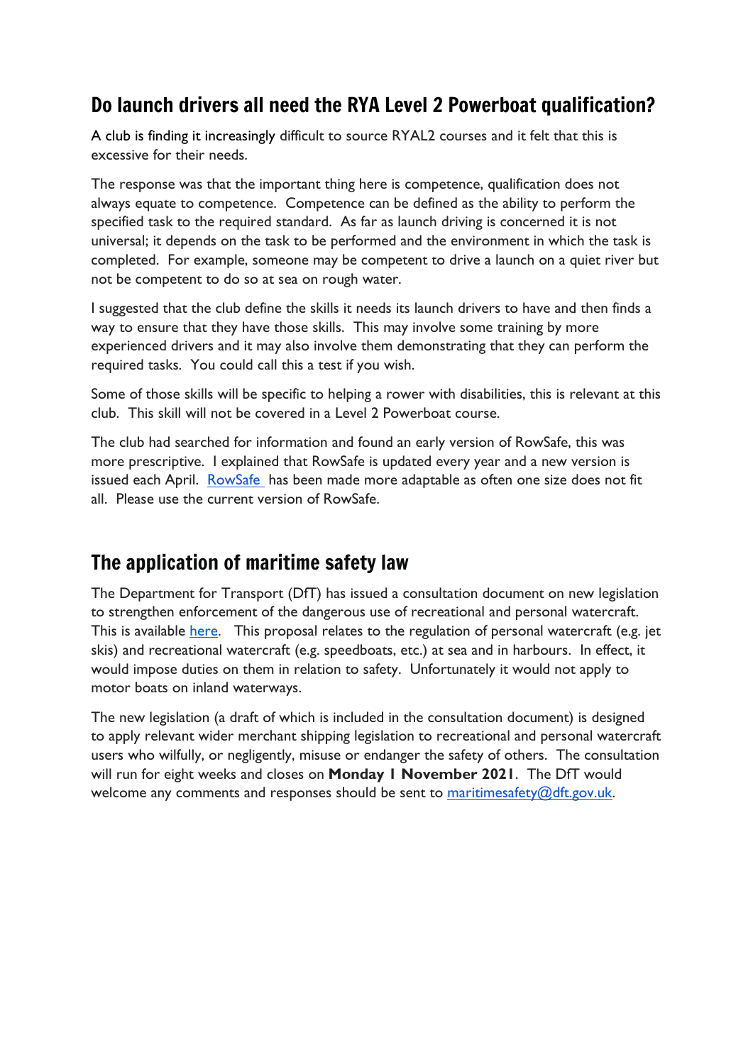## Do launch drivers all need the RYA Level 2 Powerboat qualification?

A club is finding it increasingly difficult to source RYAL2 courses and it felt that this is excessive for their needs.

The response was that the important thing here is competence, qualification does not always equate to competence. Competence can be defined as the ability to perform the specified task to the required standard. As far as launch driving is concerned it is not universal; it depends on the task to be performed and the environment in which the task is completed. For example, someone may be competent to drive a launch on a quiet river but not be competent to do so at sea on rough water.

I suggested that the club define the skills it needs its launch drivers to have and then finds a way to ensure that they have those skills. This may involve some training by more experienced drivers and it may also involve them demonstrating that they can perform the required tasks. You could call this a test if you wish.

Some of those skills will be specific to helping a rower with disabilities, this is relevant at this club. This skill will not be covered in a Level 2 Powerboat course.

The club had searched for information and found an early version of RowSafe, this was more prescriptive. I explained that RowSafe is updated every year and a new version is issued each April. RowSafe has been made more adaptable as often one size does not fit all. Please use the current version of RowSafe.

## The application of maritime safety law

The Department for Transport (DfT) has issued a consultation document on new legislation to strengthen enforcement of the dangerous use of recreational and personal watercraft. This is available here. This proposal relates to the regulation of personal watercraft (e.g. jet skis) and recreational watercraft (e.g. speedboats, etc.) at sea and in harbours. In effect, it would impose duties on them in relation to safety. Unfortunately it would not apply to motor boats on inland waterways.

The new legislation (a draft of which is included in the consultation document) is designed to apply relevant wider merchant shipping legislation to recreational and personal watercraft users who wilfully, or negligently, misuse or endanger the safety of others. The consultation will run for eight weeks and closes on **Monday 1 November 2021**. The DfT would welcome any comments and responses should be sent to maritimesafety@dft.gov.uk.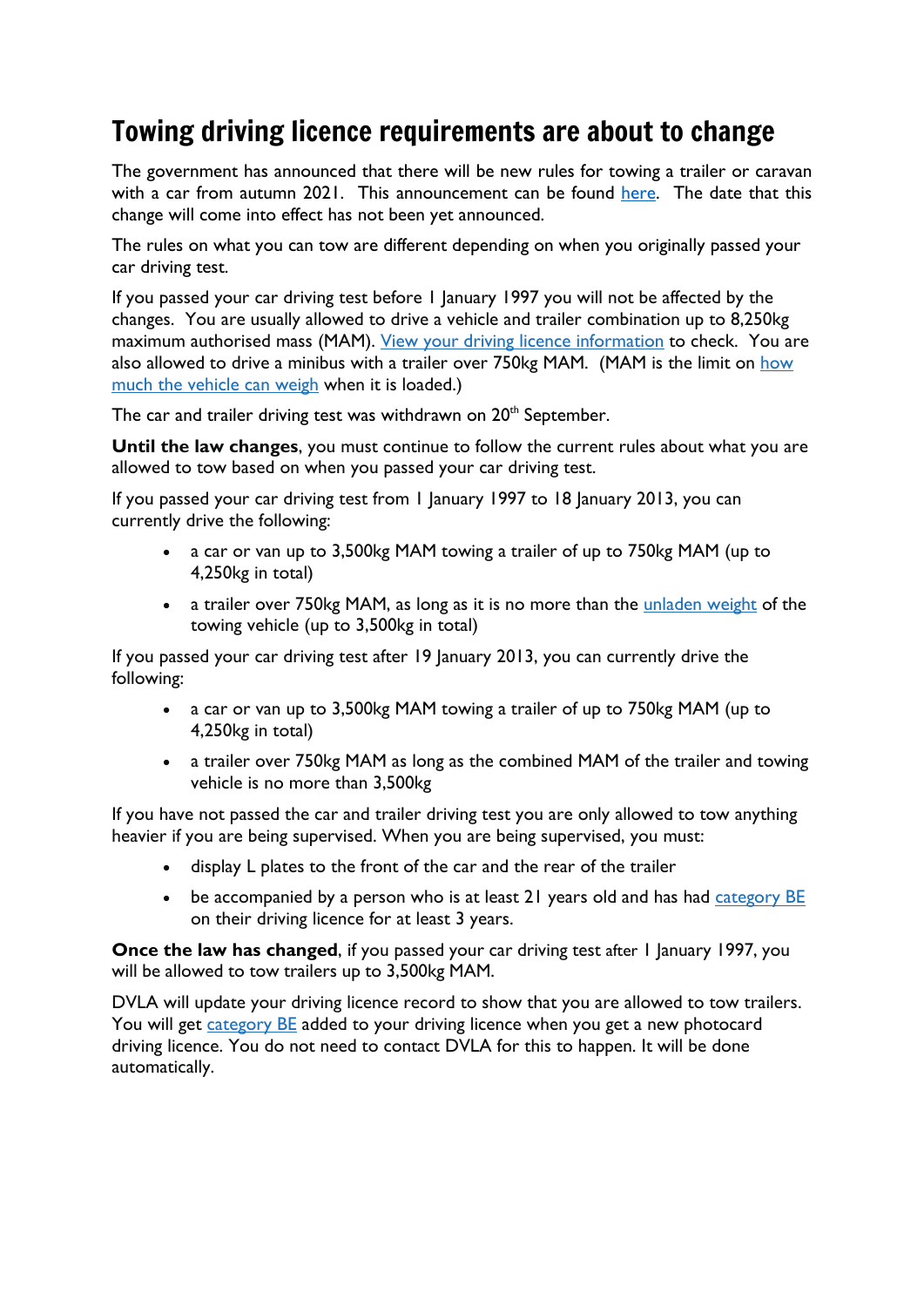# Towing driving licence requirements are about to change

The government has announced that there will be new rules for towing a trailer or caravan with a car from autumn 2021. This announcement can be found here. The date that this change will come into effect has not been yet announced.

The rules on what you can tow are different depending on when you originally passed your car driving test.

If you passed your car driving test before 1 January 1997 you will not be affected by the changes. You are usually allowed to drive a vehicle and trailer combination up to 8,250kg maximum authorised mass (MAM). View your driving licence information to check. You are also allowed to drive a minibus with a trailer over 750kg MAM. (MAM is the limit on how much the vehicle can weigh when it is loaded.)

The car and trailer driving test was withdrawn on 20th September.

**Until the law changes**, you must continue to follow the current rules about what you are allowed to tow based on when you passed your car driving test.

If you passed your car driving test from 1 January 1997 to 18 January 2013, you can currently drive the following:

- a car or van up to 3,500kg MAM towing a trailer of up to 750kg MAM (up to 4,250kg in total)
- a trailer over 750kg MAM, as long as it is no more than the unladen weight of the towing vehicle (up to 3,500kg in total)

If you passed your car driving test after 19 January 2013, you can currently drive the following:

- a car or van up to 3,500kg MAM towing a trailer of up to 750kg MAM (up to 4,250kg in total)
- a trailer over 750kg MAM as long as the combined MAM of the trailer and towing vehicle is no more than 3,500kg

If you have not passed the car and trailer driving test you are only allowed to tow anything heavier if you are being supervised. When you are being supervised, you must:

- display L plates to the front of the car and the rear of the trailer
- be accompanied by a person who is at least 21 years old and has had category BE on their driving licence for at least 3 years.

**Once the law has changed**, if you passed your car driving test after 1 January 1997, you will be allowed to tow trailers up to 3,500kg MAM.

DVLA will update your driving licence record to show that you are allowed to tow trailers. You will get category BE added to your driving licence when you get a new photocard driving licence. You do not need to contact DVLA for this to happen. It will be done automatically.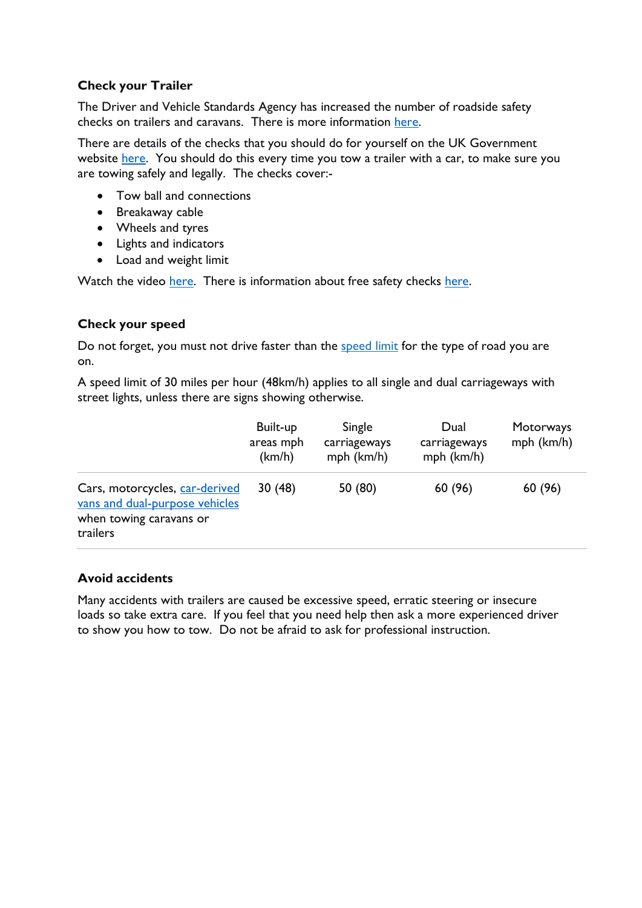## Check your Trailer

The Driver and Vehicle Standards Agency has increased the number of roadside safety checks on trailers and caravans. There is more information here.

There are details of the checks that you should do for yourself on the UK Government website here. You should do this every time you tow a trailer with a car, to make sure you are towing safely and legally. The checks cover:-

- Tow ball and connections
- Breakaway cable
- Wheels and tyres
- Lights and indicators
- Load and weight limit

Watch the video here. There is information about free safety checks here.

## Check your speed

Do not forget, you must not drive faster than the speed limit for the type of road you are on.

A speed limit of 30 miles per hour (48km/h) applies to all single and dual carriageways with street lights, unless there are signs showing otherwise.

| | Built-up areas mph (km/h) | Single carriageways mph (km/h) | Dual carriageways mph (km/h) | Motorways mph (km/h) |
|---|---|---|---|---|
| Cars, motorcycles, car-derived vans and dual-purpose vehicles when towing caravans or trailers | 30 (48) | 50 (80) | 60 (96) | 60 (96) |

## Avoid accidents

Many accidents with trailers are caused be excessive speed, erratic steering or insecure loads so take extra care. If you feel that you need help then ask a more experienced driver to show you how to tow. Do not be afraid to ask for professional instruction.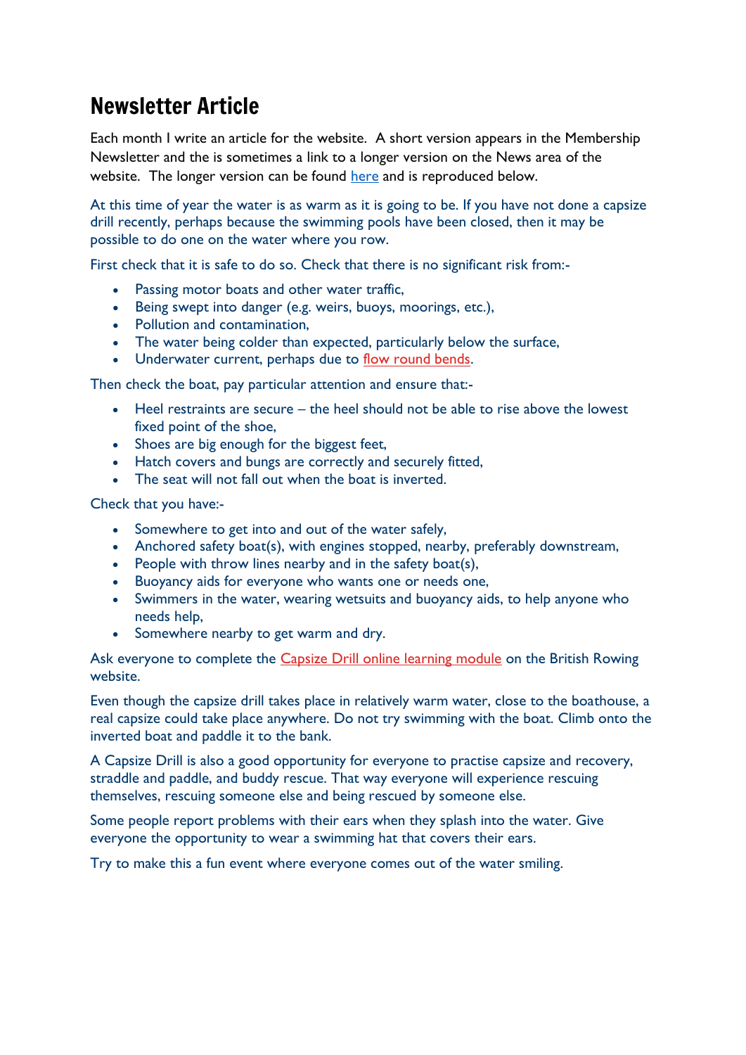# Newsletter Article

Each month I write an article for the website. A short version appears in the Membership Newsletter and the is sometimes a link to a longer version on the News area of the website. The longer version can be found here and is reproduced below.

At this time of year the water is as warm as it is going to be. If you have not done a capsize drill recently, perhaps because the swimming pools have been closed, then it may be possible to do one on the water where you row.

First check that it is safe to do so. Check that there is no significant risk from:-

- Passing motor boats and other water traffic,
- Being swept into danger (e.g. weirs, buoys, moorings, etc.),
- Pollution and contamination,
- The water being colder than expected, particularly below the surface,
- Underwater current, perhaps due to flow round bends.

Then check the boat, pay particular attention and ensure that:-

- Heel restraints are secure – the heel should not be able to rise above the lowest fixed point of the shoe,
- Shoes are big enough for the biggest feet,
- Hatch covers and bungs are correctly and securely fitted,
- The seat will not fall out when the boat is inverted.

Check that you have:-

- Somewhere to get into and out of the water safely,
- Anchored safety boat(s), with engines stopped, nearby, preferably downstream,
- People with throw lines nearby and in the safety boat(s),
- Buoyancy aids for everyone who wants one or needs one,
- Swimmers in the water, wearing wetsuits and buoyancy aids, to help anyone who needs help,
- Somewhere nearby to get warm and dry.

Ask everyone to complete the Capsize Drill online learning module on the British Rowing website.

Even though the capsize drill takes place in relatively warm water, close to the boathouse, a real capsize could take place anywhere. Do not try swimming with the boat. Climb onto the inverted boat and paddle it to the bank.

A Capsize Drill is also a good opportunity for everyone to practise capsize and recovery, straddle and paddle, and buddy rescue. That way everyone will experience rescuing themselves, rescuing someone else and being rescued by someone else.

Some people report problems with their ears when they splash into the water. Give everyone the opportunity to wear a swimming hat that covers their ears.

Try to make this a fun event where everyone comes out of the water smiling.